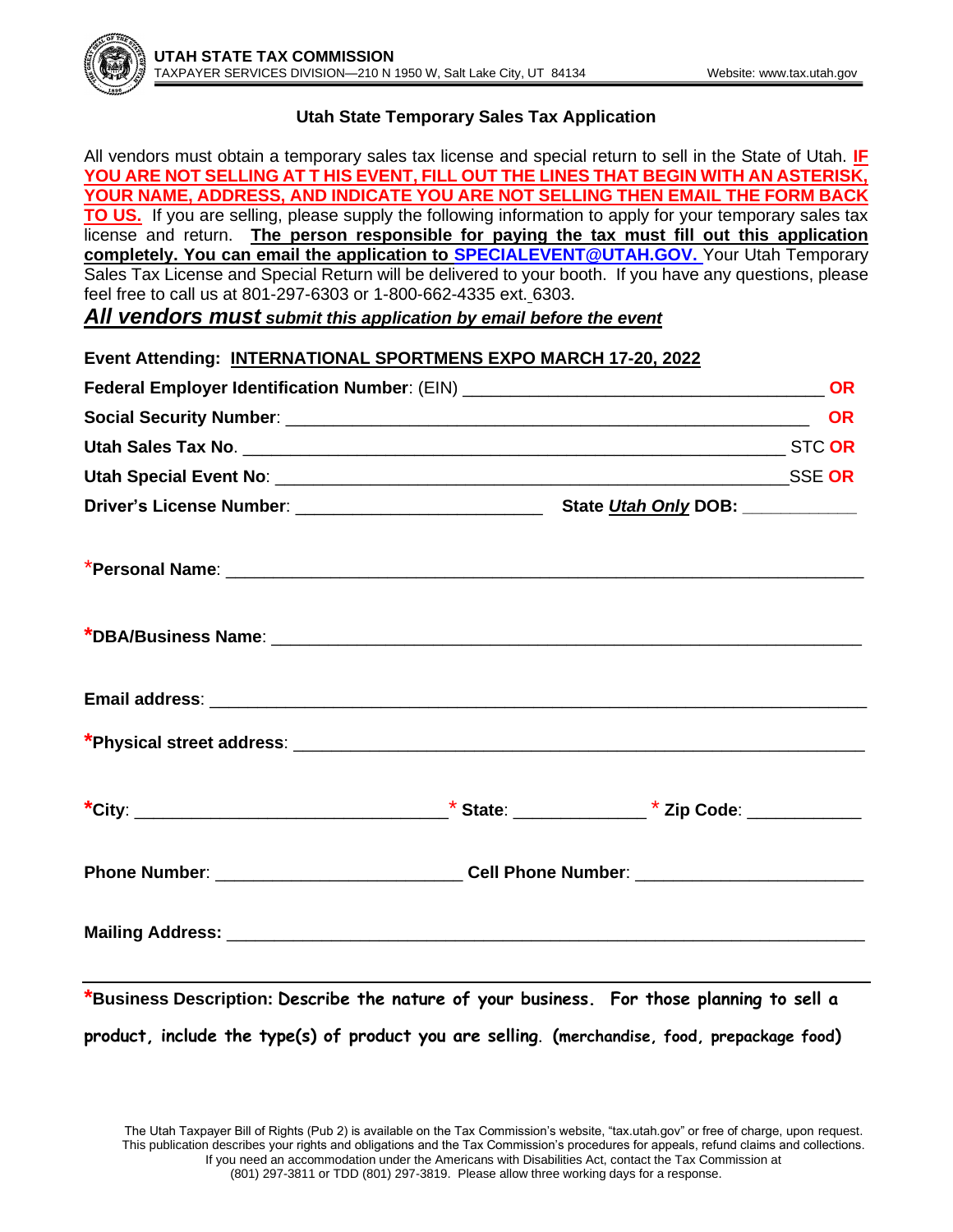**UTAH STATE TAX COMMISSION**
TAXPAYER SERVICES DIVISION—210 N 1950 W, Salt Lake City, UT 84134 Website: www.tax.utah.gov

## Utah State Temporary Sales Tax Application

All vendors must obtain a temporary sales tax license and special return to sell in the State of Utah. **IF YOU ARE NOT SELLING AT T HIS EVENT, FILL OUT THE LINES THAT BEGIN WITH AN ASTERISK, YOUR NAME, ADDRESS, AND INDICATE YOU ARE NOT SELLING THEN EMAIL THE FORM BACK TO US.** If you are selling, please supply the following information to apply for your temporary sales tax license and return. **The person responsible for paying the tax must fill out this application completely. You can email the application to SPECIALEVENT@UTAH.GOV.** Your Utah Temporary Sales Tax License and Special Return will be delivered to your booth. If you have any questions, please feel free to call us at 801-297-6303 or 1-800-662-4335 ext. 6303.

***All vendors must submit this application by email before the event***

**Event Attending: INTERNATIONAL SPORTMENS EXPO MARCH 17-20, 2022**

**Federal Employer Identification Number**: (EIN) ____________________________________ **OR**

**Social Security Number**: ____________________________________________________ **OR**

**Utah Sales Tax No.** ____________________________________________________ STC **OR**

**Utah Special Event No**: ________________________________________________SSE **OR**

**Driver's License Number**: _______________________ **State *Utah Only* DOB:** __________

***Personal Name**: ____________________________________________________________

***DBA/Business Name**: _________________________________________________________

**Email address**: ______________________________________________________________

***Physical street address**: _______________________________________________________

***City**: ______________________________ * **State**: ____________ * **Zip Code**: __________

**Phone Number**: ________________________ **Cell Phone Number**: _____________________

**Mailing Address:** _______________________________________________________________

***Business Description: Describe the nature of your business. For those planning to sell a product, include the type(s) of product you are selling. (merchandise, food, prepackage food)**

The Utah Taxpayer Bill of Rights (Pub 2) is available on the Tax Commission's website, "tax.utah.gov" or free of charge, upon request. This publication describes your rights and obligations and the Tax Commission's procedures for appeals, refund claims and collections. If you need an accommodation under the Americans with Disabilities Act, contact the Tax Commission at (801) 297-3811 or TDD (801) 297-3819. Please allow three working days for a response.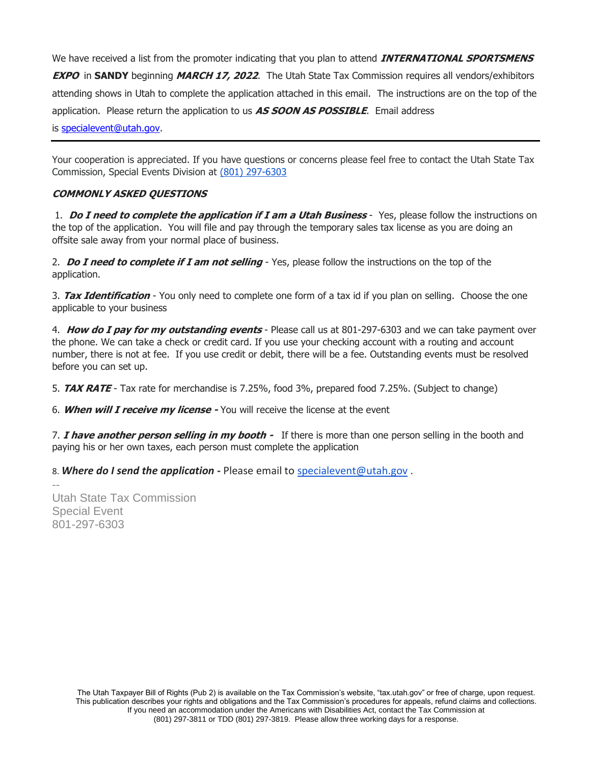We have received a list from the promoter indicating that you plan to attend ***INTERNATIONAL SPORTSMENS EXPO*** in **SANDY** beginning ***MARCH 17, 2022***. The Utah State Tax Commission requires all vendors/exhibitors attending shows in Utah to complete the application attached in this email. The instructions are on the top of the application. Please return the application to us ***AS SOON AS POSSIBLE***. Email address is specialevent@utah.gov.

---

Your cooperation is appreciated. If you have questions or concerns please feel free to contact the Utah State Tax Commission, Special Events Division at (801) 297-6303

***COMMONLY ASKED QUESTIONS***

1. ***Do I need to complete the application if I am a Utah Business*** - Yes, please follow the instructions on the top of the application. You will file and pay through the temporary sales tax license as you are doing an offsite sale away from your normal place of business.

2. ***Do I need to complete if I am not selling*** - Yes, please follow the instructions on the top of the application.

3. ***Tax Identification*** - You only need to complete one form of a tax id if you plan on selling. Choose the one applicable to your business

4. ***How do I pay for my outstanding events*** - Please call us at 801-297-6303 and we can take payment over the phone. We can take a check or credit card. If you use your checking account with a routing and account number, there is not at fee. If you use credit or debit, there will be a fee. Outstanding events must be resolved before you can set up.

5. ***TAX RATE*** - Tax rate for merchandise is 7.25%, food 3%, prepared food 7.25%. (Subject to change)

6. ***When will I receive my license -*** You will receive the license at the event

7. ***I have another person selling in my booth -*** If there is more than one person selling in the booth and paying his or her own taxes, each person must complete the application

8. ***Where do I send the application -*** Please email to specialevent@utah.gov .

--
Utah State Tax Commission
Special Event
801-297-6303

The Utah Taxpayer Bill of Rights (Pub 2) is available on the Tax Commission's website, "tax.utah.gov" or free of charge, upon request. This publication describes your rights and obligations and the Tax Commission's procedures for appeals, refund claims and collections. If you need an accommodation under the Americans with Disabilities Act, contact the Tax Commission at (801) 297-3811 or TDD (801) 297-3819. Please allow three working days for a response.